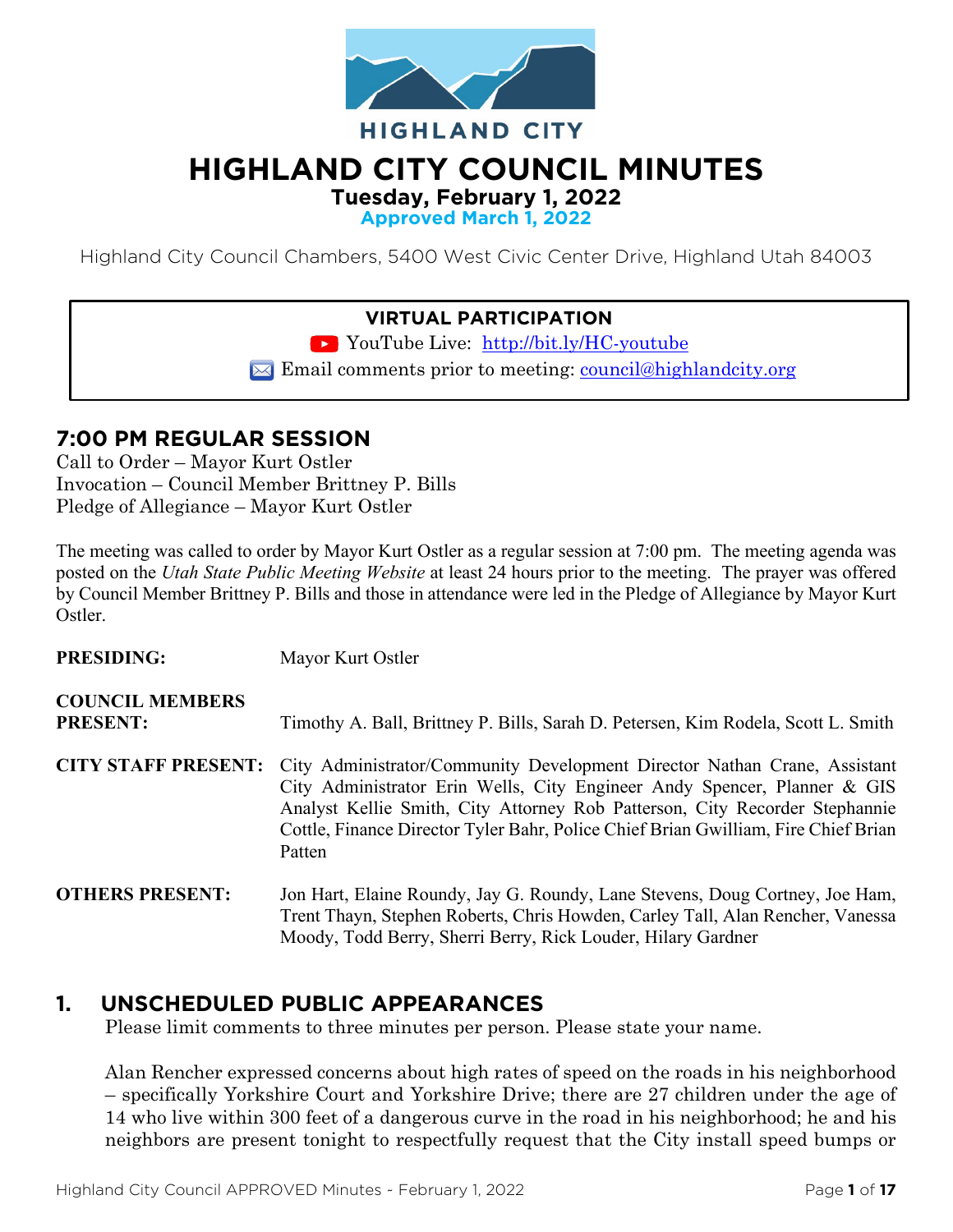HIGHLAND CITY

# HIGHLAND CITY COUNCIL MINUTES

**Tuesday, February 1, 2022**

**Approved March 1, 2022**

Highland City Council Chambers, 5400 West Civic Center Drive, Highland Utah 84003

**VIRTUAL PARTICIPATION**

YouTube Live: [http://bit.ly/HC-youtube](http://bit.ly/HC-youtube)

Email comments prior to meeting: [council@highlandcity.org](mailto:council@highlandcity.org)

## 7:00 PM REGULAR SESSION

Call to Order – Mayor Kurt Ostler
Invocation – Council Member Brittney P. Bills
Pledge of Allegiance – Mayor Kurt Ostler

The meeting was called to order by Mayor Kurt Ostler as a regular session at 7:00 pm. The meeting agenda was posted on the *Utah State Public Meeting Website* at least 24 hours prior to the meeting. The prayer was offered by Council Member Brittney P. Bills and those in attendance were led in the Pledge of Allegiance by Mayor Kurt Ostler.

**PRESIDING:** Mayor Kurt Ostler

**COUNCIL MEMBERS PRESENT:** Timothy A. Ball, Brittney P. Bills, Sarah D. Petersen, Kim Rodela, Scott L. Smith

**CITY STAFF PRESENT:** City Administrator/Community Development Director Nathan Crane, Assistant City Administrator Erin Wells, City Engineer Andy Spencer, Planner & GIS Analyst Kellie Smith, City Attorney Rob Patterson, City Recorder Stephannie Cottle, Finance Director Tyler Bahr, Police Chief Brian Gwilliam, Fire Chief Brian Patten

**OTHERS PRESENT:** Jon Hart, Elaine Roundy, Jay G. Roundy, Lane Stevens, Doug Cortney, Joe Ham, Trent Thayn, Stephen Roberts, Chris Howden, Carley Tall, Alan Rencher, Vanessa Moody, Todd Berry, Sherri Berry, Rick Louder, Hilary Gardner

## 1. UNSCHEDULED PUBLIC APPEARANCES

Please limit comments to three minutes per person. Please state your name.

Alan Rencher expressed concerns about high rates of speed on the roads in his neighborhood – specifically Yorkshire Court and Yorkshire Drive; there are 27 children under the age of 14 who live within 300 feet of a dangerous curve in the road in his neighborhood; he and his neighbors are present tonight to respectfully request that the City install speed bumps or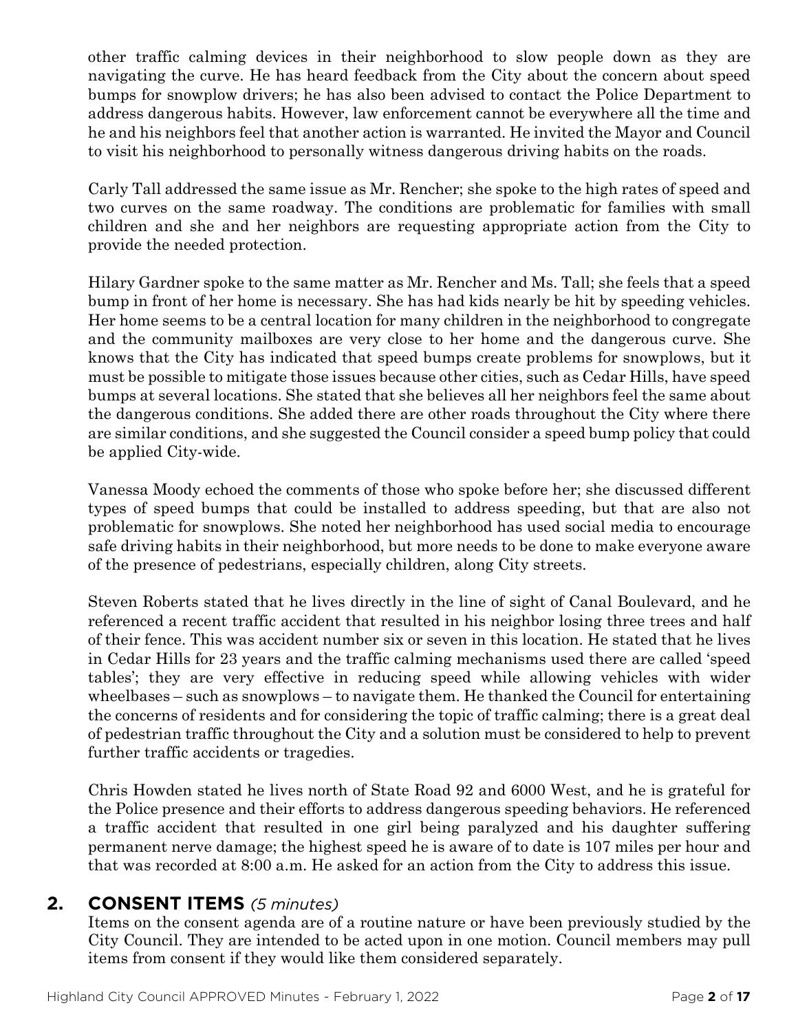other traffic calming devices in their neighborhood to slow people down as they are navigating the curve. He has heard feedback from the City about the concern about speed bumps for snowplow drivers; he has also been advised to contact the Police Department to address dangerous habits. However, law enforcement cannot be everywhere all the time and he and his neighbors feel that another action is warranted. He invited the Mayor and Council to visit his neighborhood to personally witness dangerous driving habits on the roads.

Carly Tall addressed the same issue as Mr. Rencher; she spoke to the high rates of speed and two curves on the same roadway. The conditions are problematic for families with small children and she and her neighbors are requesting appropriate action from the City to provide the needed protection.

Hilary Gardner spoke to the same matter as Mr. Rencher and Ms. Tall; she feels that a speed bump in front of her home is necessary. She has had kids nearly be hit by speeding vehicles. Her home seems to be a central location for many children in the neighborhood to congregate and the community mailboxes are very close to her home and the dangerous curve. She knows that the City has indicated that speed bumps create problems for snowplows, but it must be possible to mitigate those issues because other cities, such as Cedar Hills, have speed bumps at several locations. She stated that she believes all her neighbors feel the same about the dangerous conditions. She added there are other roads throughout the City where there are similar conditions, and she suggested the Council consider a speed bump policy that could be applied City-wide.

Vanessa Moody echoed the comments of those who spoke before her; she discussed different types of speed bumps that could be installed to address speeding, but that are also not problematic for snowplows. She noted her neighborhood has used social media to encourage safe driving habits in their neighborhood, but more needs to be done to make everyone aware of the presence of pedestrians, especially children, along City streets.

Steven Roberts stated that he lives directly in the line of sight of Canal Boulevard, and he referenced a recent traffic accident that resulted in his neighbor losing three trees and half of their fence. This was accident number six or seven in this location. He stated that he lives in Cedar Hills for 23 years and the traffic calming mechanisms used there are called 'speed tables'; they are very effective in reducing speed while allowing vehicles with wider wheelbases – such as snowplows – to navigate them. He thanked the Council for entertaining the concerns of residents and for considering the topic of traffic calming; there is a great deal of pedestrian traffic throughout the City and a solution must be considered to help to prevent further traffic accidents or tragedies.

Chris Howden stated he lives north of State Road 92 and 6000 West, and he is grateful for the Police presence and their efforts to address dangerous speeding behaviors. He referenced a traffic accident that resulted in one girl being paralyzed and his daughter suffering permanent nerve damage; the highest speed he is aware of to date is 107 miles per hour and that was recorded at 8:00 a.m. He asked for an action from the City to address this issue.

## 2. CONSENT ITEMS *(5 minutes)*

Items on the consent agenda are of a routine nature or have been previously studied by the City Council. They are intended to be acted upon in one motion. Council members may pull items from consent if they would like them considered separately.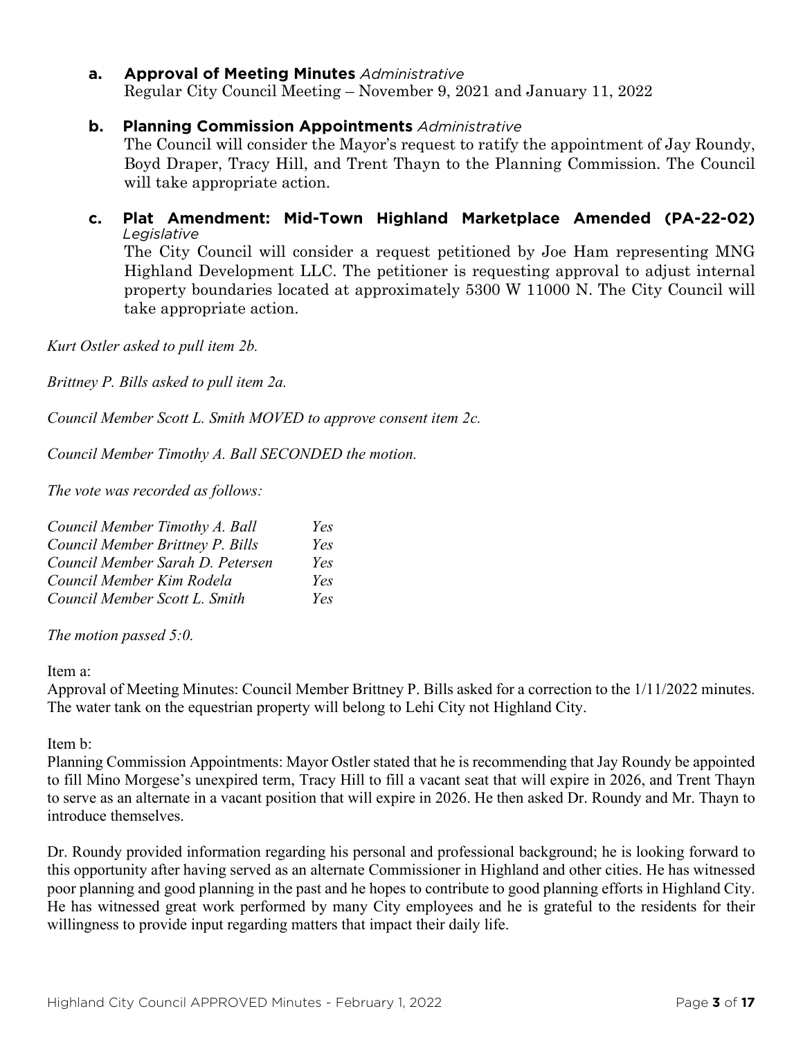**a. Approval of Meeting Minutes** *Administrative*
Regular City Council Meeting – November 9, 2021 and January 11, 2022

**b. Planning Commission Appointments** *Administrative*
The Council will consider the Mayor's request to ratify the appointment of Jay Roundy, Boyd Draper, Tracy Hill, and Trent Thayn to the Planning Commission. The Council will take appropriate action.

**c. Plat Amendment: Mid-Town Highland Marketplace Amended (PA-22-02)** *Legislative*
The City Council will consider a request petitioned by Joe Ham representing MNG Highland Development LLC. The petitioner is requesting approval to adjust internal property boundaries located at approximately 5300 W 11000 N. The City Council will take appropriate action.

*Kurt Ostler asked to pull item 2b.*

*Brittney P. Bills asked to pull item 2a.*

*Council Member Scott L. Smith MOVED to approve consent item 2c.*

*Council Member Timothy A. Ball SECONDED the motion.*

*The vote was recorded as follows:*

| | |
|---|---|
| *Council Member Timothy A. Ball* | *Yes* |
| *Council Member Brittney P. Bills* | *Yes* |
| *Council Member Sarah D. Petersen* | *Yes* |
| *Council Member Kim Rodela* | *Yes* |
| *Council Member Scott L. Smith* | *Yes* |

*The motion passed 5:0.*

Item a:
Approval of Meeting Minutes: Council Member Brittney P. Bills asked for a correction to the 1/11/2022 minutes. The water tank on the equestrian property will belong to Lehi City not Highland City.

Item b:
Planning Commission Appointments: Mayor Ostler stated that he is recommending that Jay Roundy be appointed to fill Mino Morgese's unexpired term, Tracy Hill to fill a vacant seat that will expire in 2026, and Trent Thayn to serve as an alternate in a vacant position that will expire in 2026. He then asked Dr. Roundy and Mr. Thayn to introduce themselves.

Dr. Roundy provided information regarding his personal and professional background; he is looking forward to this opportunity after having served as an alternate Commissioner in Highland and other cities. He has witnessed poor planning and good planning in the past and he hopes to contribute to good planning efforts in Highland City. He has witnessed great work performed by many City employees and he is grateful to the residents for their willingness to provide input regarding matters that impact their daily life.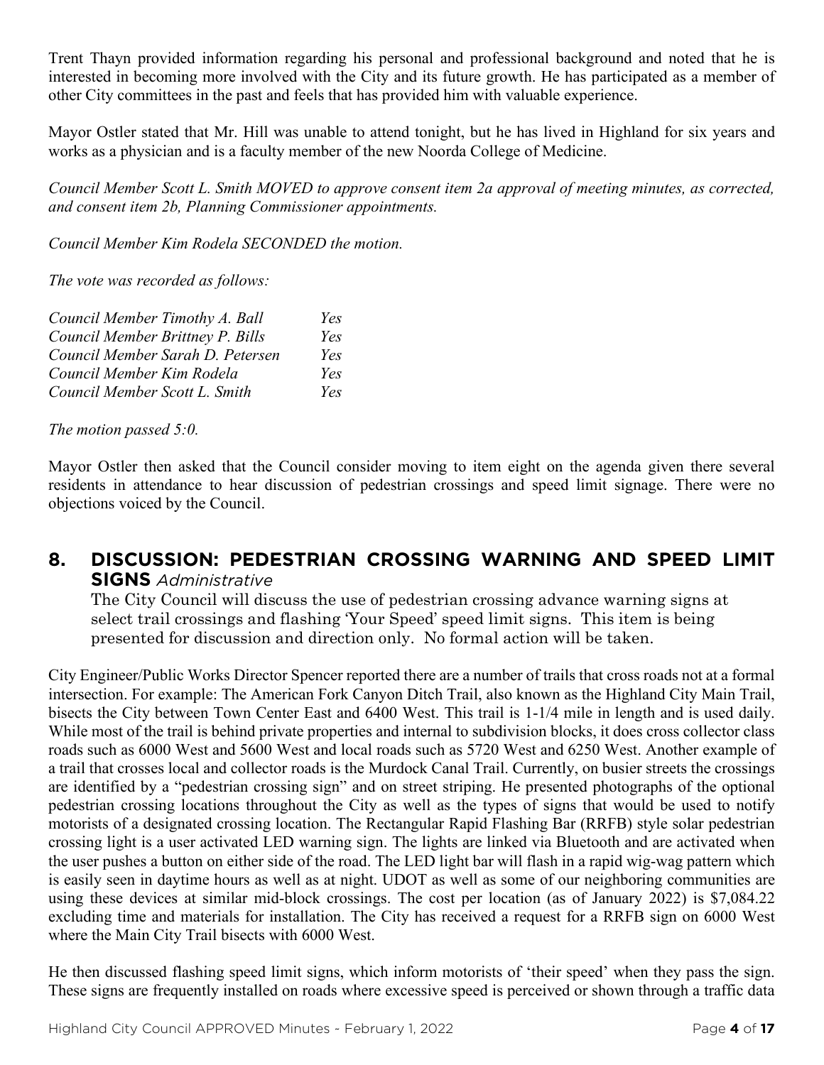Trent Thayn provided information regarding his personal and professional background and noted that he is interested in becoming more involved with the City and its future growth. He has participated as a member of other City committees in the past and feels that has provided him with valuable experience.

Mayor Ostler stated that Mr. Hill was unable to attend tonight, but he has lived in Highland for six years and works as a physician and is a faculty member of the new Noorda College of Medicine.

*Council Member Scott L. Smith MOVED to approve consent item 2a approval of meeting minutes, as corrected, and consent item 2b, Planning Commissioner appointments.*

*Council Member Kim Rodela SECONDED the motion.*

*The vote was recorded as follows:*

| | |
|---|---|
| *Council Member Timothy A. Ball* | *Yes* |
| *Council Member Brittney P. Bills* | *Yes* |
| *Council Member Sarah D. Petersen* | *Yes* |
| *Council Member Kim Rodela* | *Yes* |
| *Council Member Scott L. Smith* | *Yes* |

*The motion passed 5:0.*

Mayor Ostler then asked that the Council consider moving to item eight on the agenda given there several residents in attendance to hear discussion of pedestrian crossings and speed limit signage. There were no objections voiced by the Council.

## 8. DISCUSSION: PEDESTRIAN CROSSING WARNING AND SPEED LIMIT SIGNS *Administrative*

The City Council will discuss the use of pedestrian crossing advance warning signs at select trail crossings and flashing 'Your Speed' speed limit signs. This item is being presented for discussion and direction only. No formal action will be taken.

City Engineer/Public Works Director Spencer reported there are a number of trails that cross roads not at a formal intersection. For example: The American Fork Canyon Ditch Trail, also known as the Highland City Main Trail, bisects the City between Town Center East and 6400 West. This trail is 1-1/4 mile in length and is used daily. While most of the trail is behind private properties and internal to subdivision blocks, it does cross collector class roads such as 6000 West and 5600 West and local roads such as 5720 West and 6250 West. Another example of a trail that crosses local and collector roads is the Murdock Canal Trail. Currently, on busier streets the crossings are identified by a "pedestrian crossing sign" and on street striping. He presented photographs of the optional pedestrian crossing locations throughout the City as well as the types of signs that would be used to notify motorists of a designated crossing location. The Rectangular Rapid Flashing Bar (RRFB) style solar pedestrian crossing light is a user activated LED warning sign. The lights are linked via Bluetooth and are activated when the user pushes a button on either side of the road. The LED light bar will flash in a rapid wig-wag pattern which is easily seen in daytime hours as well as at night. UDOT as well as some of our neighboring communities are using these devices at similar mid-block crossings. The cost per location (as of January 2022) is $7,084.22 excluding time and materials for installation. The City has received a request for a RRFB sign on 6000 West where the Main City Trail bisects with 6000 West.

He then discussed flashing speed limit signs, which inform motorists of 'their speed' when they pass the sign. These signs are frequently installed on roads where excessive speed is perceived or shown through a traffic data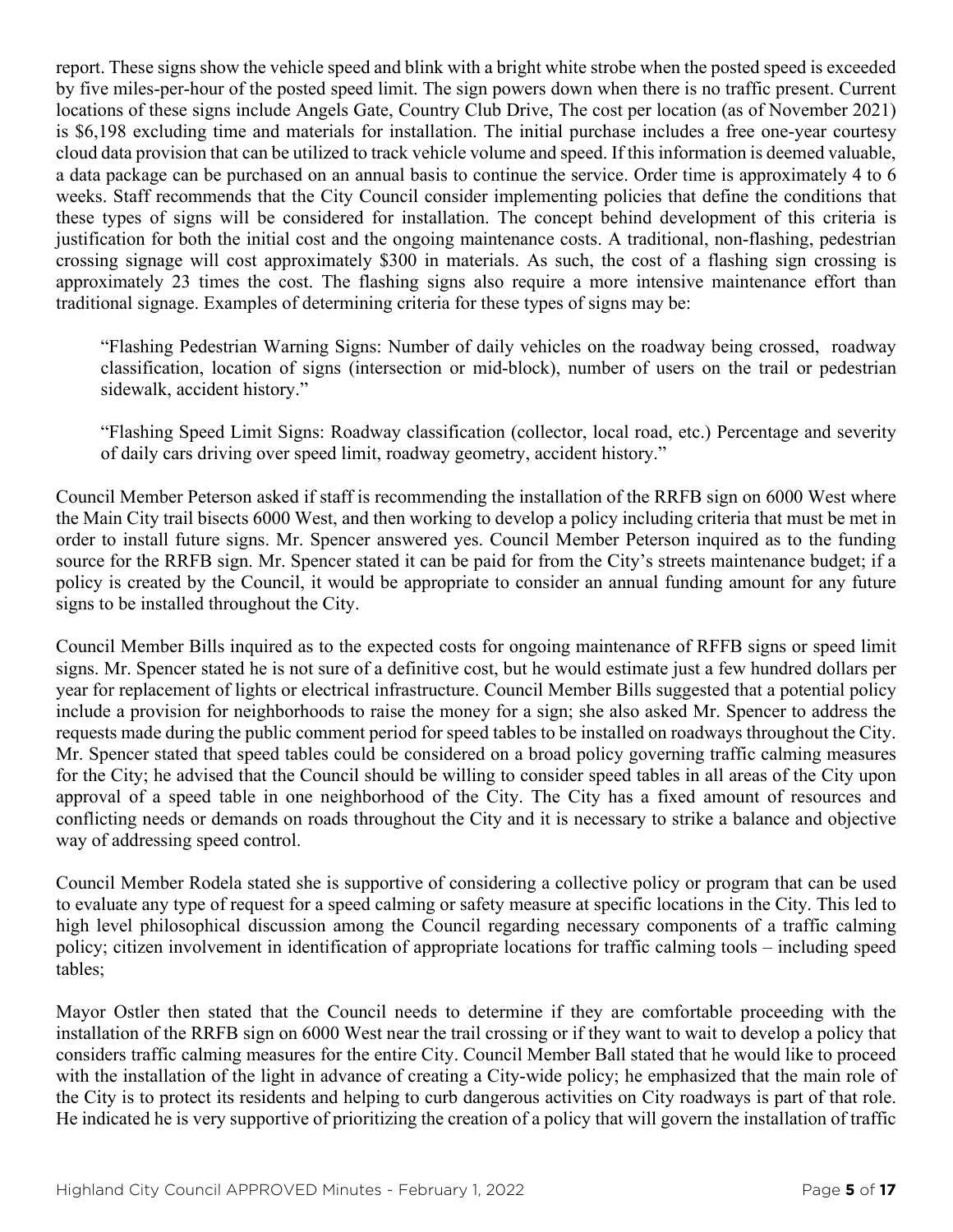report. These signs show the vehicle speed and blink with a bright white strobe when the posted speed is exceeded by five miles-per-hour of the posted speed limit. The sign powers down when there is no traffic present. Current locations of these signs include Angels Gate, Country Club Drive, The cost per location (as of November 2021) is $6,198 excluding time and materials for installation. The initial purchase includes a free one-year courtesy cloud data provision that can be utilized to track vehicle volume and speed. If this information is deemed valuable, a data package can be purchased on an annual basis to continue the service. Order time is approximately 4 to 6 weeks. Staff recommends that the City Council consider implementing policies that define the conditions that these types of signs will be considered for installation. The concept behind development of this criteria is justification for both the initial cost and the ongoing maintenance costs. A traditional, non-flashing, pedestrian crossing signage will cost approximately $300 in materials. As such, the cost of a flashing sign crossing is approximately 23 times the cost. The flashing signs also require a more intensive maintenance effort than traditional signage. Examples of determining criteria for these types of signs may be:

> "Flashing Pedestrian Warning Signs: Number of daily vehicles on the roadway being crossed, roadway classification, location of signs (intersection or mid-block), number of users on the trail or pedestrian sidewalk, accident history."
>
> "Flashing Speed Limit Signs: Roadway classification (collector, local road, etc.) Percentage and severity of daily cars driving over speed limit, roadway geometry, accident history."

Council Member Peterson asked if staff is recommending the installation of the RRFB sign on 6000 West where the Main City trail bisects 6000 West, and then working to develop a policy including criteria that must be met in order to install future signs. Mr. Spencer answered yes. Council Member Peterson inquired as to the funding source for the RRFB sign. Mr. Spencer stated it can be paid for from the City's streets maintenance budget; if a policy is created by the Council, it would be appropriate to consider an annual funding amount for any future signs to be installed throughout the City.

Council Member Bills inquired as to the expected costs for ongoing maintenance of RFFB signs or speed limit signs. Mr. Spencer stated he is not sure of a definitive cost, but he would estimate just a few hundred dollars per year for replacement of lights or electrical infrastructure. Council Member Bills suggested that a potential policy include a provision for neighborhoods to raise the money for a sign; she also asked Mr. Spencer to address the requests made during the public comment period for speed tables to be installed on roadways throughout the City. Mr. Spencer stated that speed tables could be considered on a broad policy governing traffic calming measures for the City; he advised that the Council should be willing to consider speed tables in all areas of the City upon approval of a speed table in one neighborhood of the City. The City has a fixed amount of resources and conflicting needs or demands on roads throughout the City and it is necessary to strike a balance and objective way of addressing speed control.

Council Member Rodela stated she is supportive of considering a collective policy or program that can be used to evaluate any type of request for a speed calming or safety measure at specific locations in the City. This led to high level philosophical discussion among the Council regarding necessary components of a traffic calming policy; citizen involvement in identification of appropriate locations for traffic calming tools – including speed tables;

Mayor Ostler then stated that the Council needs to determine if they are comfortable proceeding with the installation of the RRFB sign on 6000 West near the trail crossing or if they want to wait to develop a policy that considers traffic calming measures for the entire City. Council Member Ball stated that he would like to proceed with the installation of the light in advance of creating a City-wide policy; he emphasized that the main role of the City is to protect its residents and helping to curb dangerous activities on City roadways is part of that role. He indicated he is very supportive of prioritizing the creation of a policy that will govern the installation of traffic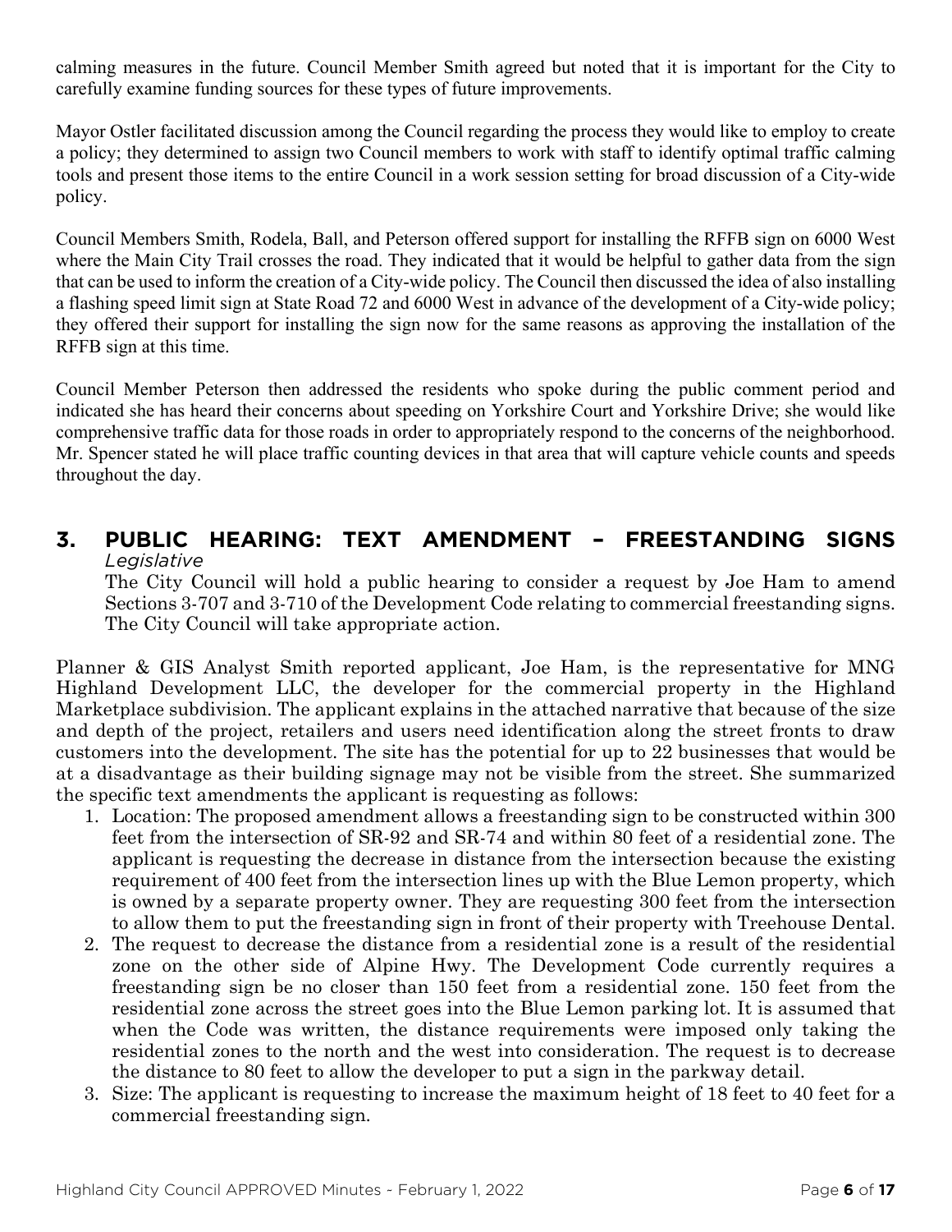calming measures in the future. Council Member Smith agreed but noted that it is important for the City to carefully examine funding sources for these types of future improvements.

Mayor Ostler facilitated discussion among the Council regarding the process they would like to employ to create a policy; they determined to assign two Council members to work with staff to identify optimal traffic calming tools and present those items to the entire Council in a work session setting for broad discussion of a City-wide policy.

Council Members Smith, Rodela, Ball, and Peterson offered support for installing the RFFB sign on 6000 West where the Main City Trail crosses the road. They indicated that it would be helpful to gather data from the sign that can be used to inform the creation of a City-wide policy. The Council then discussed the idea of also installing a flashing speed limit sign at State Road 72 and 6000 West in advance of the development of a City-wide policy; they offered their support for installing the sign now for the same reasons as approving the installation of the RFFB sign at this time.

Council Member Peterson then addressed the residents who spoke during the public comment period and indicated she has heard their concerns about speeding on Yorkshire Court and Yorkshire Drive; she would like comprehensive traffic data for those roads in order to appropriately respond to the concerns of the neighborhood. Mr. Spencer stated he will place traffic counting devices in that area that will capture vehicle counts and speeds throughout the day.

## 3. PUBLIC HEARING: TEXT AMENDMENT – FREESTANDING SIGNS

*Legislative*

The City Council will hold a public hearing to consider a request by Joe Ham to amend Sections 3-707 and 3-710 of the Development Code relating to commercial freestanding signs. The City Council will take appropriate action.

Planner & GIS Analyst Smith reported applicant, Joe Ham, is the representative for MNG Highland Development LLC, the developer for the commercial property in the Highland Marketplace subdivision. The applicant explains in the attached narrative that because of the size and depth of the project, retailers and users need identification along the street fronts to draw customers into the development. The site has the potential for up to 22 businesses that would be at a disadvantage as their building signage may not be visible from the street. She summarized the specific text amendments the applicant is requesting as follows:

1. Location: The proposed amendment allows a freestanding sign to be constructed within 300 feet from the intersection of SR-92 and SR-74 and within 80 feet of a residential zone. The applicant is requesting the decrease in distance from the intersection because the existing requirement of 400 feet from the intersection lines up with the Blue Lemon property, which is owned by a separate property owner. They are requesting 300 feet from the intersection to allow them to put the freestanding sign in front of their property with Treehouse Dental.
2. The request to decrease the distance from a residential zone is a result of the residential zone on the other side of Alpine Hwy. The Development Code currently requires a freestanding sign be no closer than 150 feet from a residential zone. 150 feet from the residential zone across the street goes into the Blue Lemon parking lot. It is assumed that when the Code was written, the distance requirements were imposed only taking the residential zones to the north and the west into consideration. The request is to decrease the distance to 80 feet to allow the developer to put a sign in the parkway detail.
3. Size: The applicant is requesting to increase the maximum height of 18 feet to 40 feet for a commercial freestanding sign.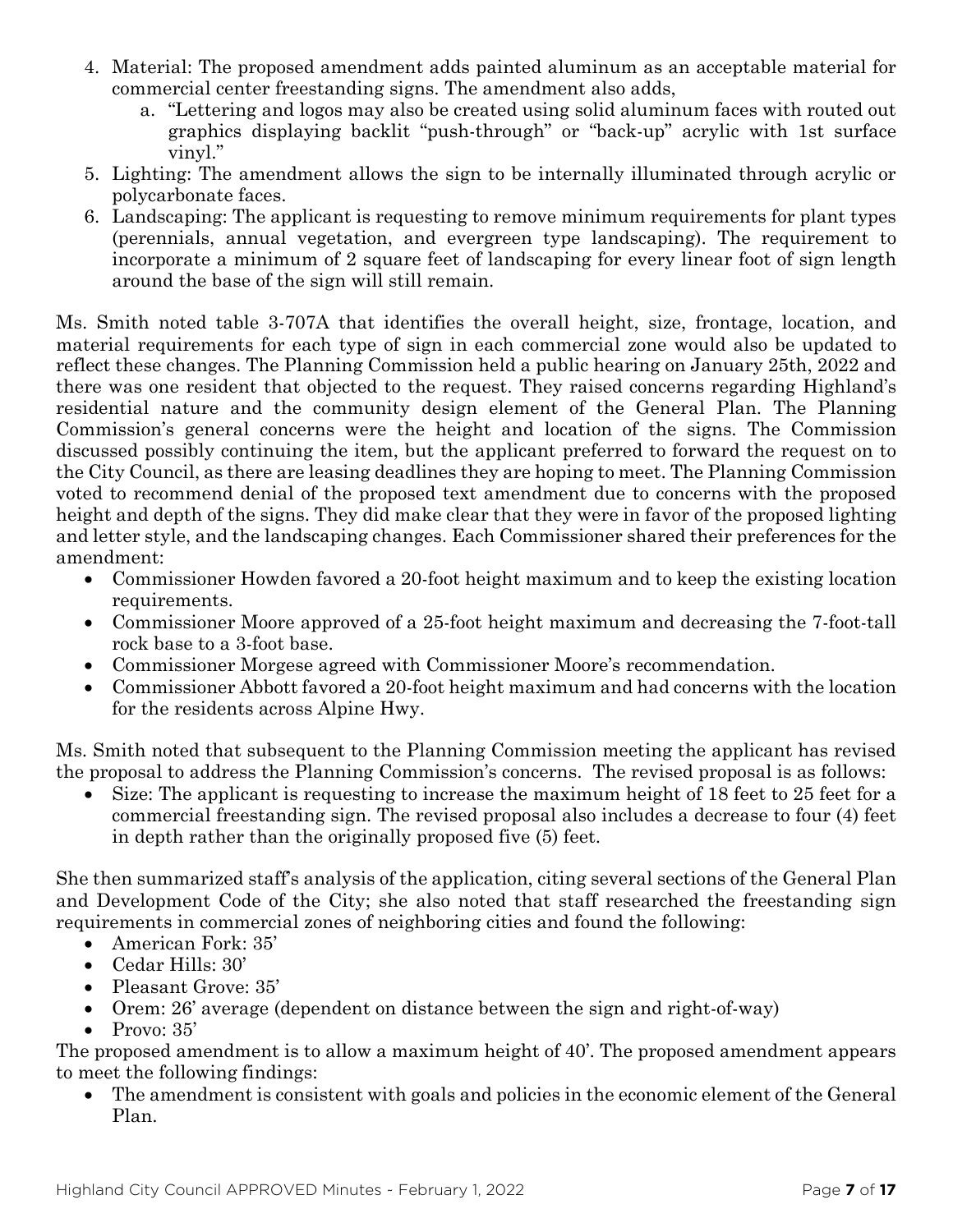4. Material: The proposed amendment adds painted aluminum as an acceptable material for commercial center freestanding signs. The amendment also adds,
   a. "Lettering and logos may also be created using solid aluminum faces with routed out graphics displaying backlit "push-through" or "back-up" acrylic with 1st surface vinyl."
5. Lighting: The amendment allows the sign to be internally illuminated through acrylic or polycarbonate faces.
6. Landscaping: The applicant is requesting to remove minimum requirements for plant types (perennials, annual vegetation, and evergreen type landscaping). The requirement to incorporate a minimum of 2 square feet of landscaping for every linear foot of sign length around the base of the sign will still remain.

Ms. Smith noted table 3-707A that identifies the overall height, size, frontage, location, and material requirements for each type of sign in each commercial zone would also be updated to reflect these changes. The Planning Commission held a public hearing on January 25th, 2022 and there was one resident that objected to the request. They raised concerns regarding Highland's residential nature and the community design element of the General Plan. The Planning Commission's general concerns were the height and location of the signs. The Commission discussed possibly continuing the item, but the applicant preferred to forward the request on to the City Council, as there are leasing deadlines they are hoping to meet. The Planning Commission voted to recommend denial of the proposed text amendment due to concerns with the proposed height and depth of the signs. They did make clear that they were in favor of the proposed lighting and letter style, and the landscaping changes. Each Commissioner shared their preferences for the amendment:

- Commissioner Howden favored a 20-foot height maximum and to keep the existing location requirements.
- Commissioner Moore approved of a 25-foot height maximum and decreasing the 7-foot-tall rock base to a 3-foot base.
- Commissioner Morgese agreed with Commissioner Moore's recommendation.
- Commissioner Abbott favored a 20-foot height maximum and had concerns with the location for the residents across Alpine Hwy.

Ms. Smith noted that subsequent to the Planning Commission meeting the applicant has revised the proposal to address the Planning Commission's concerns. The revised proposal is as follows:

- Size: The applicant is requesting to increase the maximum height of 18 feet to 25 feet for a commercial freestanding sign. The revised proposal also includes a decrease to four (4) feet in depth rather than the originally proposed five (5) feet.

She then summarized staff's analysis of the application, citing several sections of the General Plan and Development Code of the City; she also noted that staff researched the freestanding sign requirements in commercial zones of neighboring cities and found the following:

- American Fork: 35'
- Cedar Hills: 30'
- Pleasant Grove: 35'
- Orem: 26' average (dependent on distance between the sign and right-of-way)
- Provo: 35'

The proposed amendment is to allow a maximum height of 40'. The proposed amendment appears to meet the following findings:

- The amendment is consistent with goals and policies in the economic element of the General Plan.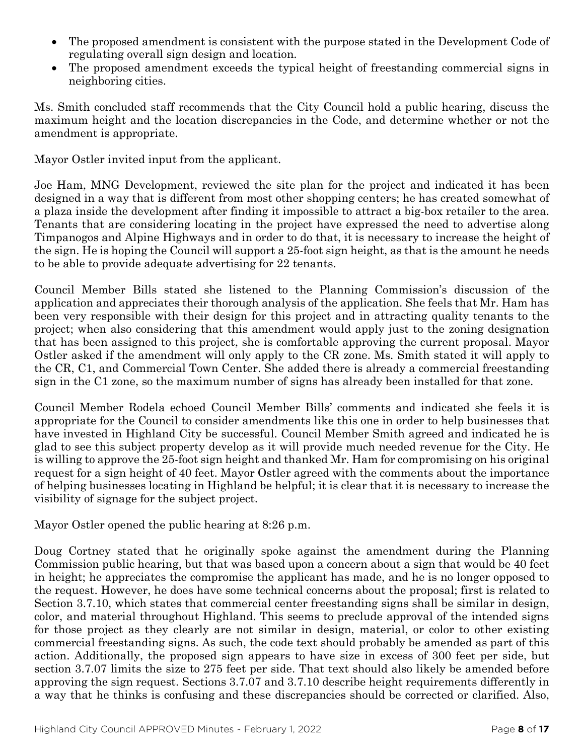- The proposed amendment is consistent with the purpose stated in the Development Code of regulating overall sign design and location.
- The proposed amendment exceeds the typical height of freestanding commercial signs in neighboring cities.

Ms. Smith concluded staff recommends that the City Council hold a public hearing, discuss the maximum height and the location discrepancies in the Code, and determine whether or not the amendment is appropriate.

Mayor Ostler invited input from the applicant.

Joe Ham, MNG Development, reviewed the site plan for the project and indicated it has been designed in a way that is different from most other shopping centers; he has created somewhat of a plaza inside the development after finding it impossible to attract a big-box retailer to the area. Tenants that are considering locating in the project have expressed the need to advertise along Timpanogos and Alpine Highways and in order to do that, it is necessary to increase the height of the sign. He is hoping the Council will support a 25-foot sign height, as that is the amount he needs to be able to provide adequate advertising for 22 tenants.

Council Member Bills stated she listened to the Planning Commission's discussion of the application and appreciates their thorough analysis of the application. She feels that Mr. Ham has been very responsible with their design for this project and in attracting quality tenants to the project; when also considering that this amendment would apply just to the zoning designation that has been assigned to this project, she is comfortable approving the current proposal. Mayor Ostler asked if the amendment will only apply to the CR zone. Ms. Smith stated it will apply to the CR, C1, and Commercial Town Center. She added there is already a commercial freestanding sign in the C1 zone, so the maximum number of signs has already been installed for that zone.

Council Member Rodela echoed Council Member Bills' comments and indicated she feels it is appropriate for the Council to consider amendments like this one in order to help businesses that have invested in Highland City be successful. Council Member Smith agreed and indicated he is glad to see this subject property develop as it will provide much needed revenue for the City. He is willing to approve the 25-foot sign height and thanked Mr. Ham for compromising on his original request for a sign height of 40 feet. Mayor Ostler agreed with the comments about the importance of helping businesses locating in Highland be helpful; it is clear that it is necessary to increase the visibility of signage for the subject project.

Mayor Ostler opened the public hearing at 8:26 p.m.

Doug Cortney stated that he originally spoke against the amendment during the Planning Commission public hearing, but that was based upon a concern about a sign that would be 40 feet in height; he appreciates the compromise the applicant has made, and he is no longer opposed to the request. However, he does have some technical concerns about the proposal; first is related to Section 3.7.10, which states that commercial center freestanding signs shall be similar in design, color, and material throughout Highland. This seems to preclude approval of the intended signs for those project as they clearly are not similar in design, material, or color to other existing commercial freestanding signs. As such, the code text should probably be amended as part of this action. Additionally, the proposed sign appears to have size in excess of 300 feet per side, but section 3.7.07 limits the size to 275 feet per side. That text should also likely be amended before approving the sign request. Sections 3.7.07 and 3.7.10 describe height requirements differently in a way that he thinks is confusing and these discrepancies should be corrected or clarified. Also,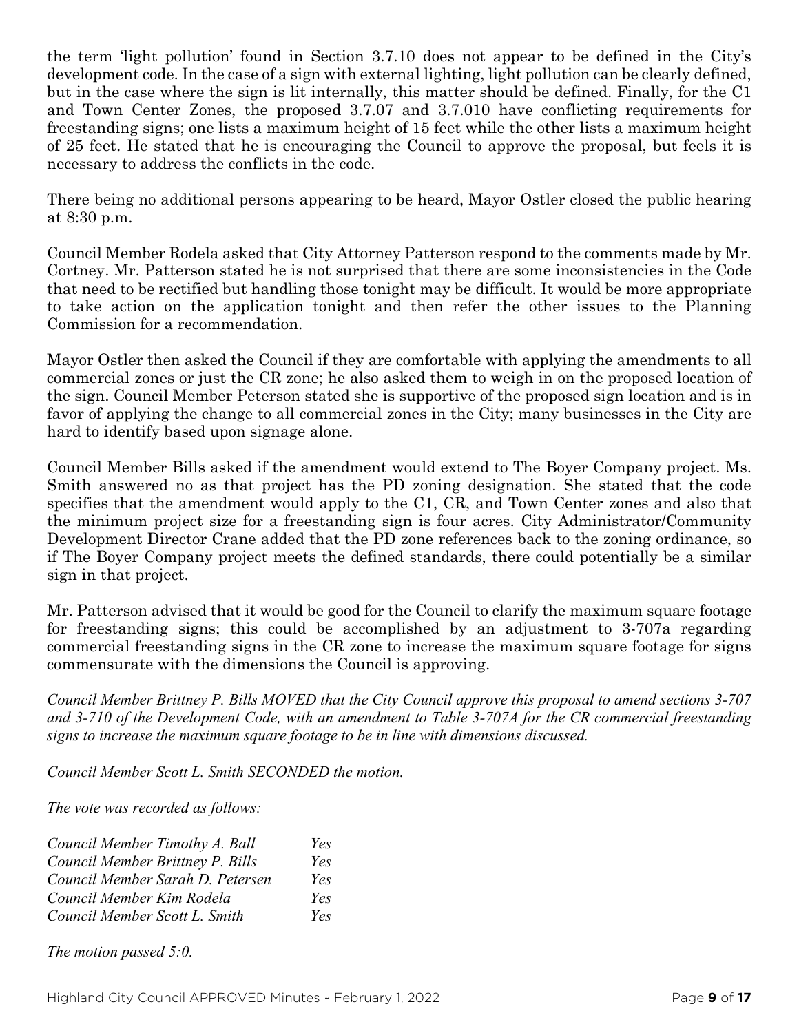the term 'light pollution' found in Section 3.7.10 does not appear to be defined in the City's development code. In the case of a sign with external lighting, light pollution can be clearly defined, but in the case where the sign is lit internally, this matter should be defined. Finally, for the C1 and Town Center Zones, the proposed 3.7.07 and 3.7.010 have conflicting requirements for freestanding signs; one lists a maximum height of 15 feet while the other lists a maximum height of 25 feet. He stated that he is encouraging the Council to approve the proposal, but feels it is necessary to address the conflicts in the code.

There being no additional persons appearing to be heard, Mayor Ostler closed the public hearing at 8:30 p.m.

Council Member Rodela asked that City Attorney Patterson respond to the comments made by Mr. Cortney. Mr. Patterson stated he is not surprised that there are some inconsistencies in the Code that need to be rectified but handling those tonight may be difficult. It would be more appropriate to take action on the application tonight and then refer the other issues to the Planning Commission for a recommendation.

Mayor Ostler then asked the Council if they are comfortable with applying the amendments to all commercial zones or just the CR zone; he also asked them to weigh in on the proposed location of the sign. Council Member Peterson stated she is supportive of the proposed sign location and is in favor of applying the change to all commercial zones in the City; many businesses in the City are hard to identify based upon signage alone.

Council Member Bills asked if the amendment would extend to The Boyer Company project. Ms. Smith answered no as that project has the PD zoning designation. She stated that the code specifies that the amendment would apply to the C1, CR, and Town Center zones and also that the minimum project size for a freestanding sign is four acres. City Administrator/Community Development Director Crane added that the PD zone references back to the zoning ordinance, so if The Boyer Company project meets the defined standards, there could potentially be a similar sign in that project.

Mr. Patterson advised that it would be good for the Council to clarify the maximum square footage for freestanding signs; this could be accomplished by an adjustment to 3-707a regarding commercial freestanding signs in the CR zone to increase the maximum square footage for signs commensurate with the dimensions the Council is approving.

*Council Member Brittney P. Bills MOVED that the City Council approve this proposal to amend sections 3-707 and 3-710 of the Development Code, with an amendment to Table 3-707A for the CR commercial freestanding signs to increase the maximum square footage to be in line with dimensions discussed.*

*Council Member Scott L. Smith SECONDED the motion.*

*The vote was recorded as follows:*

| | |
|---|---|
| *Council Member Timothy A. Ball* | *Yes* |
| *Council Member Brittney P. Bills* | *Yes* |
| *Council Member Sarah D. Petersen* | *Yes* |
| *Council Member Kim Rodela* | *Yes* |
| *Council Member Scott L. Smith* | *Yes* |

*The motion passed 5:0.*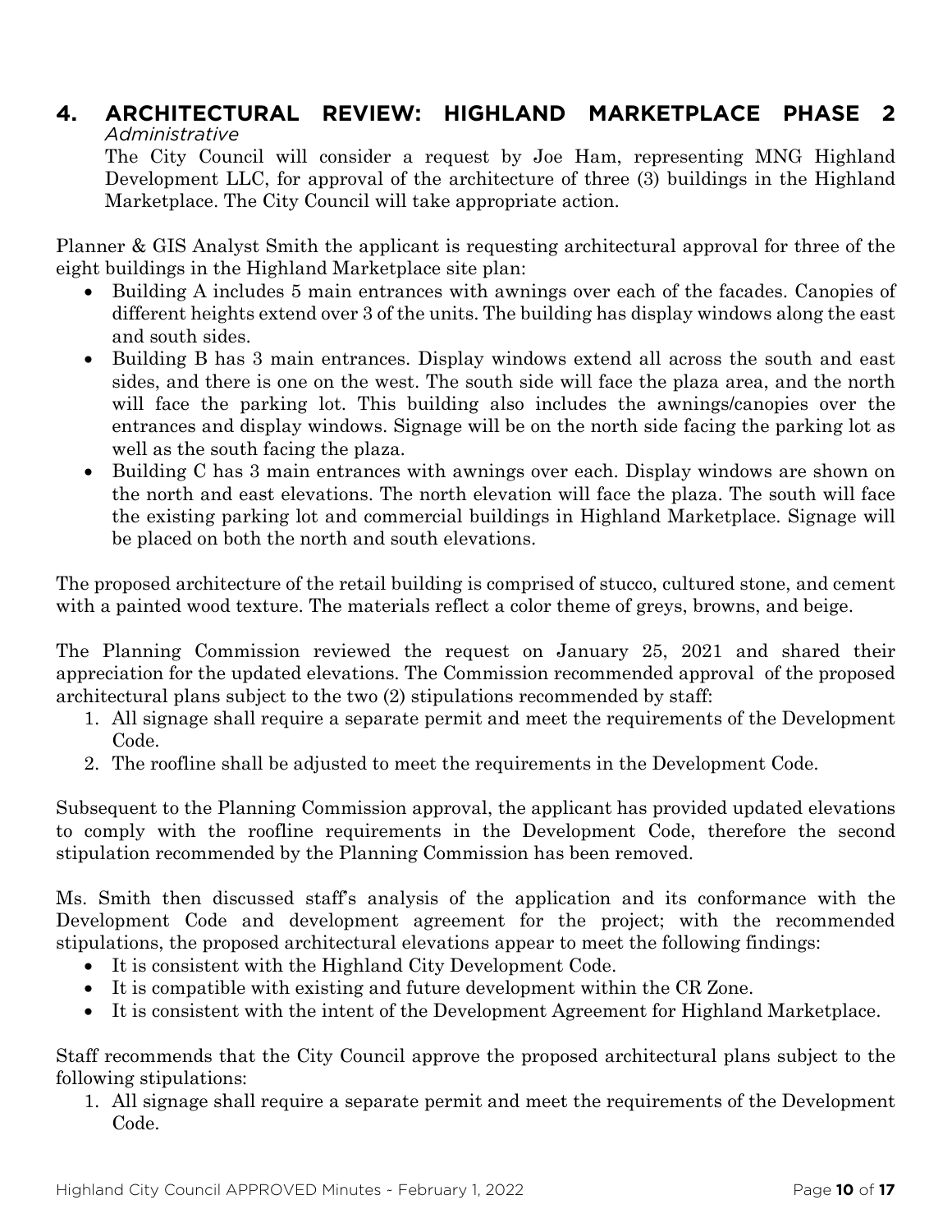## 4. ARCHITECTURAL REVIEW: HIGHLAND MARKETPLACE PHASE 2

*Administrative*

The City Council will consider a request by Joe Ham, representing MNG Highland Development LLC, for approval of the architecture of three (3) buildings in the Highland Marketplace. The City Council will take appropriate action.

Planner & GIS Analyst Smith the applicant is requesting architectural approval for three of the eight buildings in the Highland Marketplace site plan:

- Building A includes 5 main entrances with awnings over each of the facades. Canopies of different heights extend over 3 of the units. The building has display windows along the east and south sides.
- Building B has 3 main entrances. Display windows extend all across the south and east sides, and there is one on the west. The south side will face the plaza area, and the north will face the parking lot. This building also includes the awnings/canopies over the entrances and display windows. Signage will be on the north side facing the parking lot as well as the south facing the plaza.
- Building C has 3 main entrances with awnings over each. Display windows are shown on the north and east elevations. The north elevation will face the plaza. The south will face the existing parking lot and commercial buildings in Highland Marketplace. Signage will be placed on both the north and south elevations.

The proposed architecture of the retail building is comprised of stucco, cultured stone, and cement with a painted wood texture. The materials reflect a color theme of greys, browns, and beige.

The Planning Commission reviewed the request on January 25, 2021 and shared their appreciation for the updated elevations. The Commission recommended approval of the proposed architectural plans subject to the two (2) stipulations recommended by staff:

1. All signage shall require a separate permit and meet the requirements of the Development Code.
2. The roofline shall be adjusted to meet the requirements in the Development Code.

Subsequent to the Planning Commission approval, the applicant has provided updated elevations to comply with the roofline requirements in the Development Code, therefore the second stipulation recommended by the Planning Commission has been removed.

Ms. Smith then discussed staff's analysis of the application and its conformance with the Development Code and development agreement for the project; with the recommended stipulations, the proposed architectural elevations appear to meet the following findings:

- It is consistent with the Highland City Development Code.
- It is compatible with existing and future development within the CR Zone.
- It is consistent with the intent of the Development Agreement for Highland Marketplace.

Staff recommends that the City Council approve the proposed architectural plans subject to the following stipulations:

1. All signage shall require a separate permit and meet the requirements of the Development Code.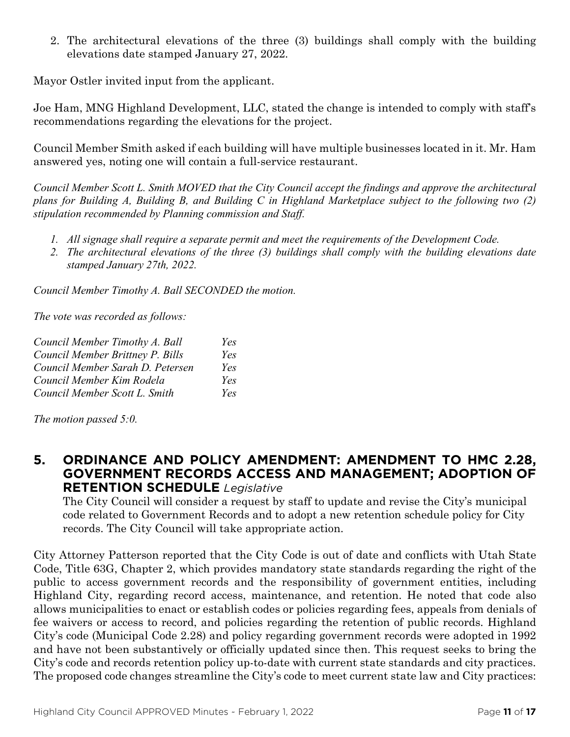2. The architectural elevations of the three (3) buildings shall comply with the building elevations date stamped January 27, 2022.

Mayor Ostler invited input from the applicant.

Joe Ham, MNG Highland Development, LLC, stated the change is intended to comply with staff's recommendations regarding the elevations for the project.

Council Member Smith asked if each building will have multiple businesses located in it. Mr. Ham answered yes, noting one will contain a full-service restaurant.

*Council Member Scott L. Smith MOVED that the City Council accept the findings and approve the architectural plans for Building A, Building B, and Building C in Highland Marketplace subject to the following two (2) stipulation recommended by Planning commission and Staff.*

1. *All signage shall require a separate permit and meet the requirements of the Development Code.*
2. *The architectural elevations of the three (3) buildings shall comply with the building elevations date stamped January 27th, 2022.*

*Council Member Timothy A. Ball SECONDED the motion.*

*The vote was recorded as follows:*

| | |
|---|---|
| *Council Member Timothy A. Ball* | *Yes* |
| *Council Member Brittney P. Bills* | *Yes* |
| *Council Member Sarah D. Petersen* | *Yes* |
| *Council Member Kim Rodela* | *Yes* |
| *Council Member Scott L. Smith* | *Yes* |

*The motion passed 5:0.*

## 5. ORDINANCE AND POLICY AMENDMENT: AMENDMENT TO HMC 2.28, GOVERNMENT RECORDS ACCESS AND MANAGEMENT; ADOPTION OF RETENTION SCHEDULE *Legislative*

The City Council will consider a request by staff to update and revise the City's municipal code related to Government Records and to adopt a new retention schedule policy for City records. The City Council will take appropriate action.

City Attorney Patterson reported that the City Code is out of date and conflicts with Utah State Code, Title 63G, Chapter 2, which provides mandatory state standards regarding the right of the public to access government records and the responsibility of government entities, including Highland City, regarding record access, maintenance, and retention. He noted that code also allows municipalities to enact or establish codes or policies regarding fees, appeals from denials of fee waivers or access to record, and policies regarding the retention of public records. Highland City's code (Municipal Code 2.28) and policy regarding government records were adopted in 1992 and have not been substantively or officially updated since then. This request seeks to bring the City's code and records retention policy up-to-date with current state standards and city practices. The proposed code changes streamline the City's code to meet current state law and City practices: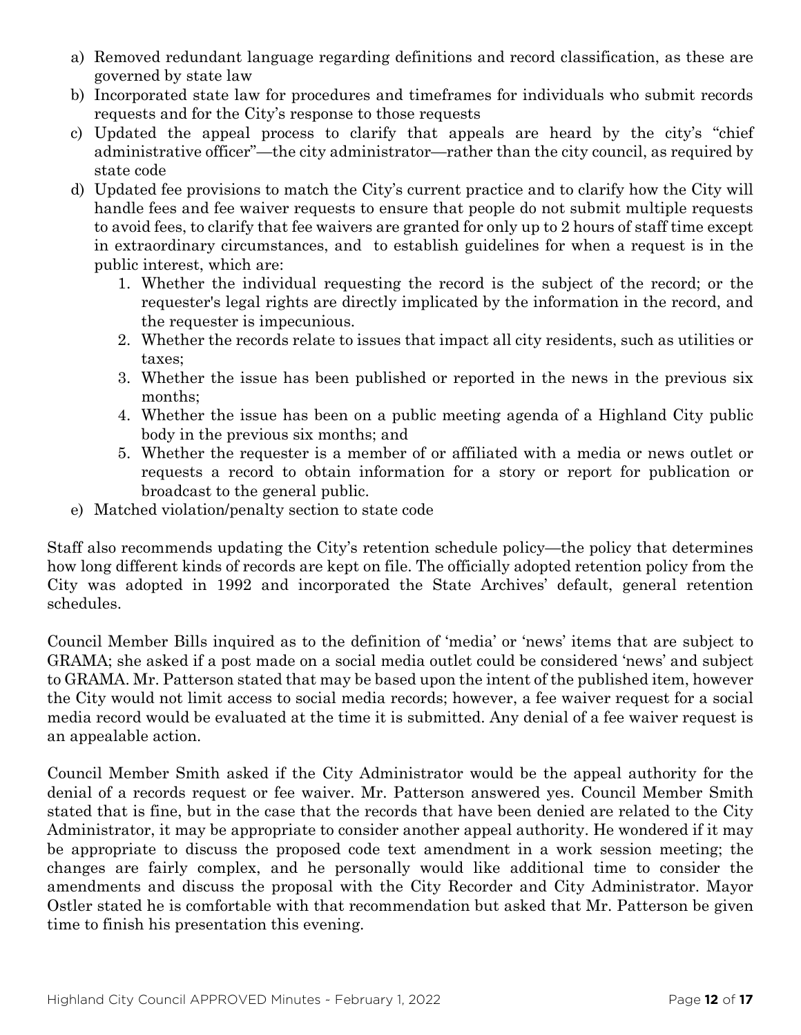a) Removed redundant language regarding definitions and record classification, as these are governed by state law
b) Incorporated state law for procedures and timeframes for individuals who submit records requests and for the City's response to those requests
c) Updated the appeal process to clarify that appeals are heard by the city's "chief administrative officer"—the city administrator—rather than the city council, as required by state code
d) Updated fee provisions to match the City's current practice and to clarify how the City will handle fees and fee waiver requests to ensure that people do not submit multiple requests to avoid fees, to clarify that fee waivers are granted for only up to 2 hours of staff time except in extraordinary circumstances, and to establish guidelines for when a request is in the public interest, which are:
    1. Whether the individual requesting the record is the subject of the record; or the requester's legal rights are directly implicated by the information in the record, and the requester is impecunious.
    2. Whether the records relate to issues that impact all city residents, such as utilities or taxes;
    3. Whether the issue has been published or reported in the news in the previous six months;
    4. Whether the issue has been on a public meeting agenda of a Highland City public body in the previous six months; and
    5. Whether the requester is a member of or affiliated with a media or news outlet or requests a record to obtain information for a story or report for publication or broadcast to the general public.
e) Matched violation/penalty section to state code

Staff also recommends updating the City's retention schedule policy—the policy that determines how long different kinds of records are kept on file. The officially adopted retention policy from the City was adopted in 1992 and incorporated the State Archives' default, general retention schedules.

Council Member Bills inquired as to the definition of 'media' or 'news' items that are subject to GRAMA; she asked if a post made on a social media outlet could be considered 'news' and subject to GRAMA. Mr. Patterson stated that may be based upon the intent of the published item, however the City would not limit access to social media records; however, a fee waiver request for a social media record would be evaluated at the time it is submitted. Any denial of a fee waiver request is an appealable action.

Council Member Smith asked if the City Administrator would be the appeal authority for the denial of a records request or fee waiver. Mr. Patterson answered yes. Council Member Smith stated that is fine, but in the case that the records that have been denied are related to the City Administrator, it may be appropriate to consider another appeal authority. He wondered if it may be appropriate to discuss the proposed code text amendment in a work session meeting; the changes are fairly complex, and he personally would like additional time to consider the amendments and discuss the proposal with the City Recorder and City Administrator. Mayor Ostler stated he is comfortable with that recommendation but asked that Mr. Patterson be given time to finish his presentation this evening.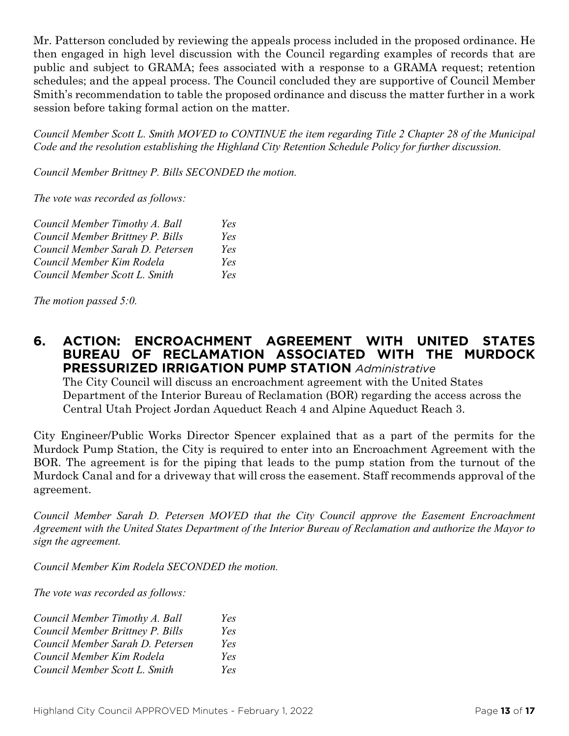Mr. Patterson concluded by reviewing the appeals process included in the proposed ordinance. He then engaged in high level discussion with the Council regarding examples of records that are public and subject to GRAMA; fees associated with a response to a GRAMA request; retention schedules; and the appeal process. The Council concluded they are supportive of Council Member Smith's recommendation to table the proposed ordinance and discuss the matter further in a work session before taking formal action on the matter.

*Council Member Scott L. Smith MOVED to CONTINUE the item regarding Title 2 Chapter 28 of the Municipal Code and the resolution establishing the Highland City Retention Schedule Policy for further discussion.*

*Council Member Brittney P. Bills SECONDED the motion.*

*The vote was recorded as follows:*

| | |
|---|---|
| *Council Member Timothy A. Ball* | *Yes* |
| *Council Member Brittney P. Bills* | *Yes* |
| *Council Member Sarah D. Petersen* | *Yes* |
| *Council Member Kim Rodela* | *Yes* |
| *Council Member Scott L. Smith* | *Yes* |

*The motion passed 5:0.*

## 6. ACTION: ENCROACHMENT AGREEMENT WITH UNITED STATES BUREAU OF RECLAMATION ASSOCIATED WITH THE MURDOCK PRESSURIZED IRRIGATION PUMP STATION *Administrative*

The City Council will discuss an encroachment agreement with the United States Department of the Interior Bureau of Reclamation (BOR) regarding the access across the Central Utah Project Jordan Aqueduct Reach 4 and Alpine Aqueduct Reach 3.

City Engineer/Public Works Director Spencer explained that as a part of the permits for the Murdock Pump Station, the City is required to enter into an Encroachment Agreement with the BOR. The agreement is for the piping that leads to the pump station from the turnout of the Murdock Canal and for a driveway that will cross the easement. Staff recommends approval of the agreement.

*Council Member Sarah D. Petersen MOVED that the City Council approve the Easement Encroachment Agreement with the United States Department of the Interior Bureau of Reclamation and authorize the Mayor to sign the agreement.*

*Council Member Kim Rodela SECONDED the motion.*

*The vote was recorded as follows:*

| | |
|---|---|
| *Council Member Timothy A. Ball* | *Yes* |
| *Council Member Brittney P. Bills* | *Yes* |
| *Council Member Sarah D. Petersen* | *Yes* |
| *Council Member Kim Rodela* | *Yes* |
| *Council Member Scott L. Smith* | *Yes* |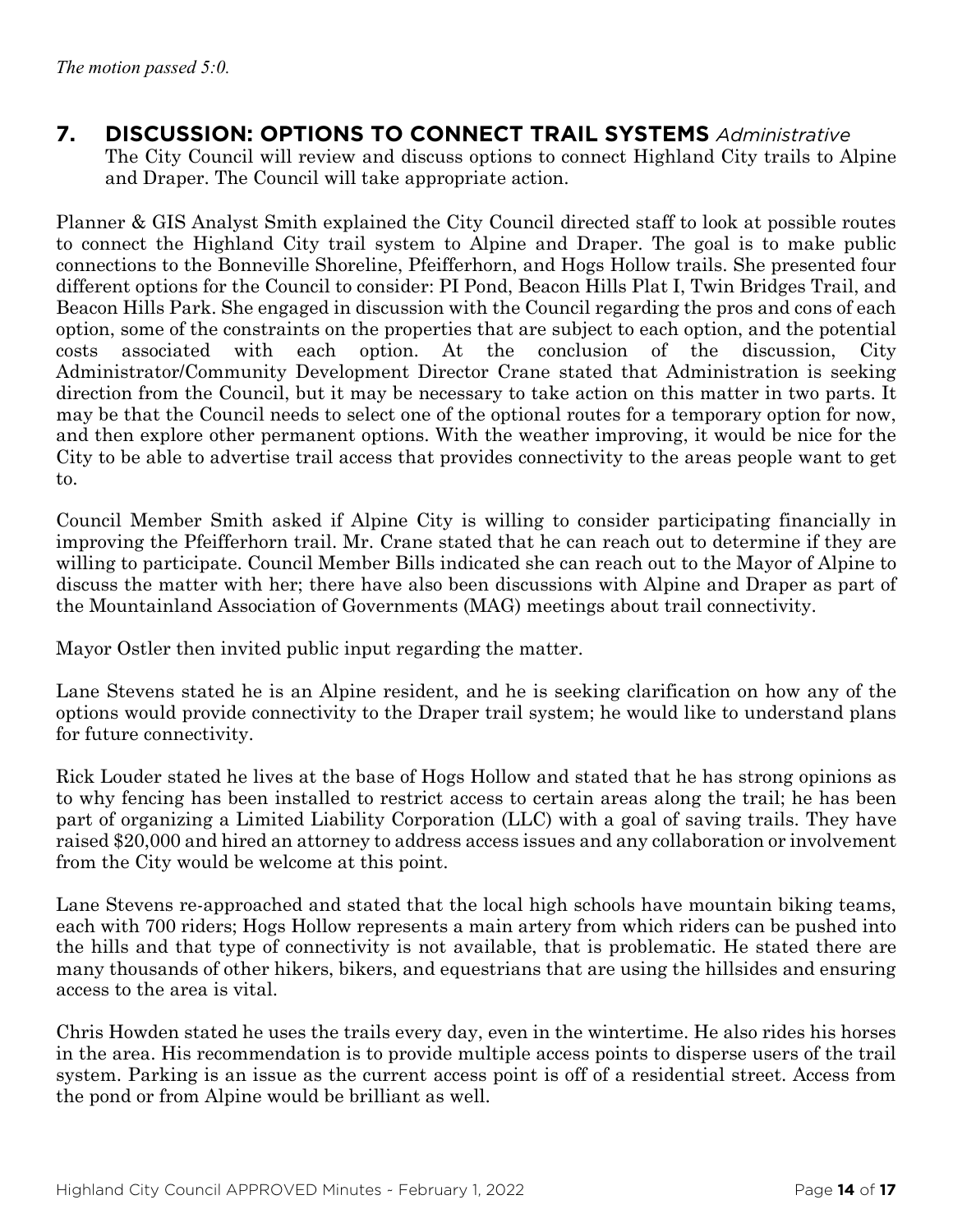*The motion passed 5:0.*

## 7. DISCUSSION: OPTIONS TO CONNECT TRAIL SYSTEMS *Administrative*

The City Council will review and discuss options to connect Highland City trails to Alpine and Draper. The Council will take appropriate action.

Planner & GIS Analyst Smith explained the City Council directed staff to look at possible routes to connect the Highland City trail system to Alpine and Draper. The goal is to make public connections to the Bonneville Shoreline, Pfeifferhorn, and Hogs Hollow trails. She presented four different options for the Council to consider: PI Pond, Beacon Hills Plat I, Twin Bridges Trail, and Beacon Hills Park. She engaged in discussion with the Council regarding the pros and cons of each option, some of the constraints on the properties that are subject to each option, and the potential costs associated with each option. At the conclusion of the discussion, City Administrator/Community Development Director Crane stated that Administration is seeking direction from the Council, but it may be necessary to take action on this matter in two parts. It may be that the Council needs to select one of the optional routes for a temporary option for now, and then explore other permanent options. With the weather improving, it would be nice for the City to be able to advertise trail access that provides connectivity to the areas people want to get to.

Council Member Smith asked if Alpine City is willing to consider participating financially in improving the Pfeifferhorn trail. Mr. Crane stated that he can reach out to determine if they are willing to participate. Council Member Bills indicated she can reach out to the Mayor of Alpine to discuss the matter with her; there have also been discussions with Alpine and Draper as part of the Mountainland Association of Governments (MAG) meetings about trail connectivity.

Mayor Ostler then invited public input regarding the matter.

Lane Stevens stated he is an Alpine resident, and he is seeking clarification on how any of the options would provide connectivity to the Draper trail system; he would like to understand plans for future connectivity.

Rick Louder stated he lives at the base of Hogs Hollow and stated that he has strong opinions as to why fencing has been installed to restrict access to certain areas along the trail; he has been part of organizing a Limited Liability Corporation (LLC) with a goal of saving trails. They have raised $20,000 and hired an attorney to address access issues and any collaboration or involvement from the City would be welcome at this point.

Lane Stevens re-approached and stated that the local high schools have mountain biking teams, each with 700 riders; Hogs Hollow represents a main artery from which riders can be pushed into the hills and that type of connectivity is not available, that is problematic. He stated there are many thousands of other hikers, bikers, and equestrians that are using the hillsides and ensuring access to the area is vital.

Chris Howden stated he uses the trails every day, even in the wintertime. He also rides his horses in the area. His recommendation is to provide multiple access points to disperse users of the trail system. Parking is an issue as the current access point is off of a residential street. Access from the pond or from Alpine would be brilliant as well.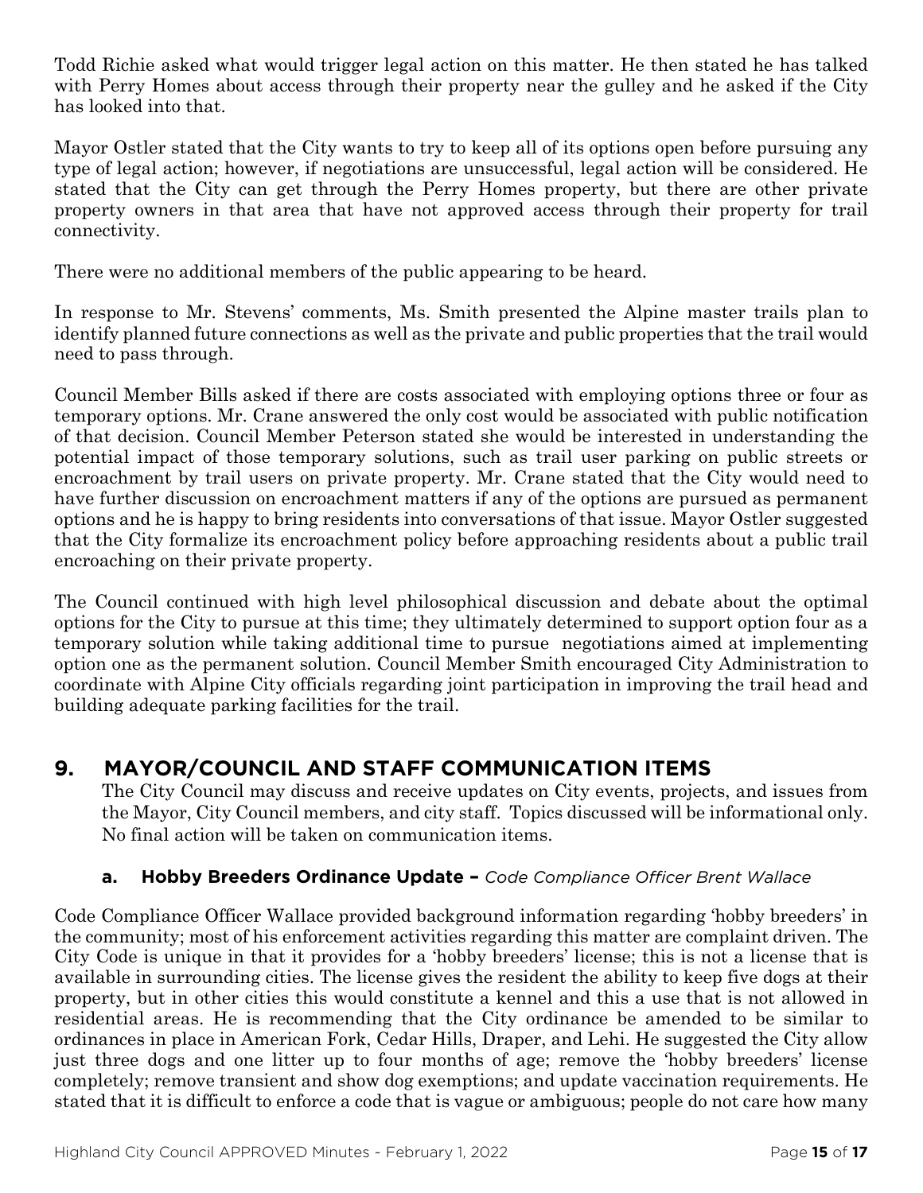Todd Richie asked what would trigger legal action on this matter. He then stated he has talked with Perry Homes about access through their property near the gulley and he asked if the City has looked into that.

Mayor Ostler stated that the City wants to try to keep all of its options open before pursuing any type of legal action; however, if negotiations are unsuccessful, legal action will be considered. He stated that the City can get through the Perry Homes property, but there are other private property owners in that area that have not approved access through their property for trail connectivity.

There were no additional members of the public appearing to be heard.

In response to Mr. Stevens' comments, Ms. Smith presented the Alpine master trails plan to identify planned future connections as well as the private and public properties that the trail would need to pass through.

Council Member Bills asked if there are costs associated with employing options three or four as temporary options. Mr. Crane answered the only cost would be associated with public notification of that decision. Council Member Peterson stated she would be interested in understanding the potential impact of those temporary solutions, such as trail user parking on public streets or encroachment by trail users on private property. Mr. Crane stated that the City would need to have further discussion on encroachment matters if any of the options are pursued as permanent options and he is happy to bring residents into conversations of that issue. Mayor Ostler suggested that the City formalize its encroachment policy before approaching residents about a public trail encroaching on their private property.

The Council continued with high level philosophical discussion and debate about the optimal options for the City to pursue at this time; they ultimately determined to support option four as a temporary solution while taking additional time to pursue negotiations aimed at implementing option one as the permanent solution. Council Member Smith encouraged City Administration to coordinate with Alpine City officials regarding joint participation in improving the trail head and building adequate parking facilities for the trail.

## 9. MAYOR/COUNCIL AND STAFF COMMUNICATION ITEMS

The City Council may discuss and receive updates on City events, projects, and issues from the Mayor, City Council members, and city staff. Topics discussed will be informational only. No final action will be taken on communication items.

### a. Hobby Breeders Ordinance Update – *Code Compliance Officer Brent Wallace*

Code Compliance Officer Wallace provided background information regarding 'hobby breeders' in the community; most of his enforcement activities regarding this matter are complaint driven. The City Code is unique in that it provides for a 'hobby breeders' license; this is not a license that is available in surrounding cities. The license gives the resident the ability to keep five dogs at their property, but in other cities this would constitute a kennel and this a use that is not allowed in residential areas. He is recommending that the City ordinance be amended to be similar to ordinances in place in American Fork, Cedar Hills, Draper, and Lehi. He suggested the City allow just three dogs and one litter up to four months of age; remove the 'hobby breeders' license completely; remove transient and show dog exemptions; and update vaccination requirements. He stated that it is difficult to enforce a code that is vague or ambiguous; people do not care how many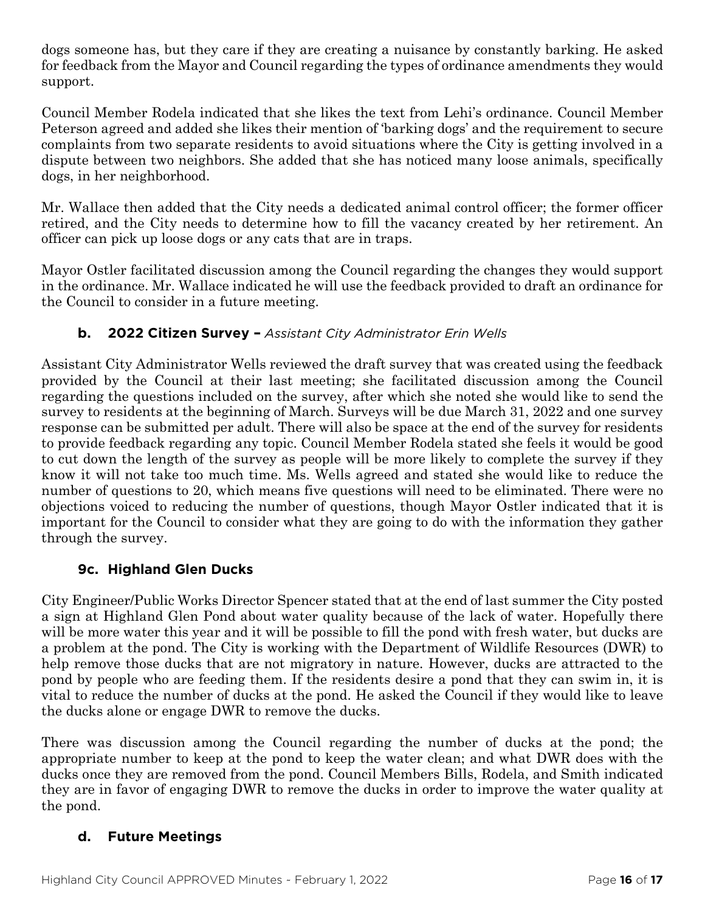dogs someone has, but they care if they are creating a nuisance by constantly barking. He asked for feedback from the Mayor and Council regarding the types of ordinance amendments they would support.

Council Member Rodela indicated that she likes the text from Lehi's ordinance. Council Member Peterson agreed and added she likes their mention of 'barking dogs' and the requirement to secure complaints from two separate residents to avoid situations where the City is getting involved in a dispute between two neighbors. She added that she has noticed many loose animals, specifically dogs, in her neighborhood.

Mr. Wallace then added that the City needs a dedicated animal control officer; the former officer retired, and the City needs to determine how to fill the vacancy created by her retirement. An officer can pick up loose dogs or any cats that are in traps.

Mayor Ostler facilitated discussion among the Council regarding the changes they would support in the ordinance. Mr. Wallace indicated he will use the feedback provided to draft an ordinance for the Council to consider in a future meeting.

### b. 2022 Citizen Survey – *Assistant City Administrator Erin Wells*

Assistant City Administrator Wells reviewed the draft survey that was created using the feedback provided by the Council at their last meeting; she facilitated discussion among the Council regarding the questions included on the survey, after which she noted she would like to send the survey to residents at the beginning of March. Surveys will be due March 31, 2022 and one survey response can be submitted per adult. There will also be space at the end of the survey for residents to provide feedback regarding any topic. Council Member Rodela stated she feels it would be good to cut down the length of the survey as people will be more likely to complete the survey if they know it will not take too much time. Ms. Wells agreed and stated she would like to reduce the number of questions to 20, which means five questions will need to be eliminated. There were no objections voiced to reducing the number of questions, though Mayor Ostler indicated that it is important for the Council to consider what they are going to do with the information they gather through the survey.

### 9c. Highland Glen Ducks

City Engineer/Public Works Director Spencer stated that at the end of last summer the City posted a sign at Highland Glen Pond about water quality because of the lack of water. Hopefully there will be more water this year and it will be possible to fill the pond with fresh water, but ducks are a problem at the pond. The City is working with the Department of Wildlife Resources (DWR) to help remove those ducks that are not migratory in nature. However, ducks are attracted to the pond by people who are feeding them. If the residents desire a pond that they can swim in, it is vital to reduce the number of ducks at the pond. He asked the Council if they would like to leave the ducks alone or engage DWR to remove the ducks.

There was discussion among the Council regarding the number of ducks at the pond; the appropriate number to keep at the pond to keep the water clean; and what DWR does with the ducks once they are removed from the pond. Council Members Bills, Rodela, and Smith indicated they are in favor of engaging DWR to remove the ducks in order to improve the water quality at the pond.

### d. Future Meetings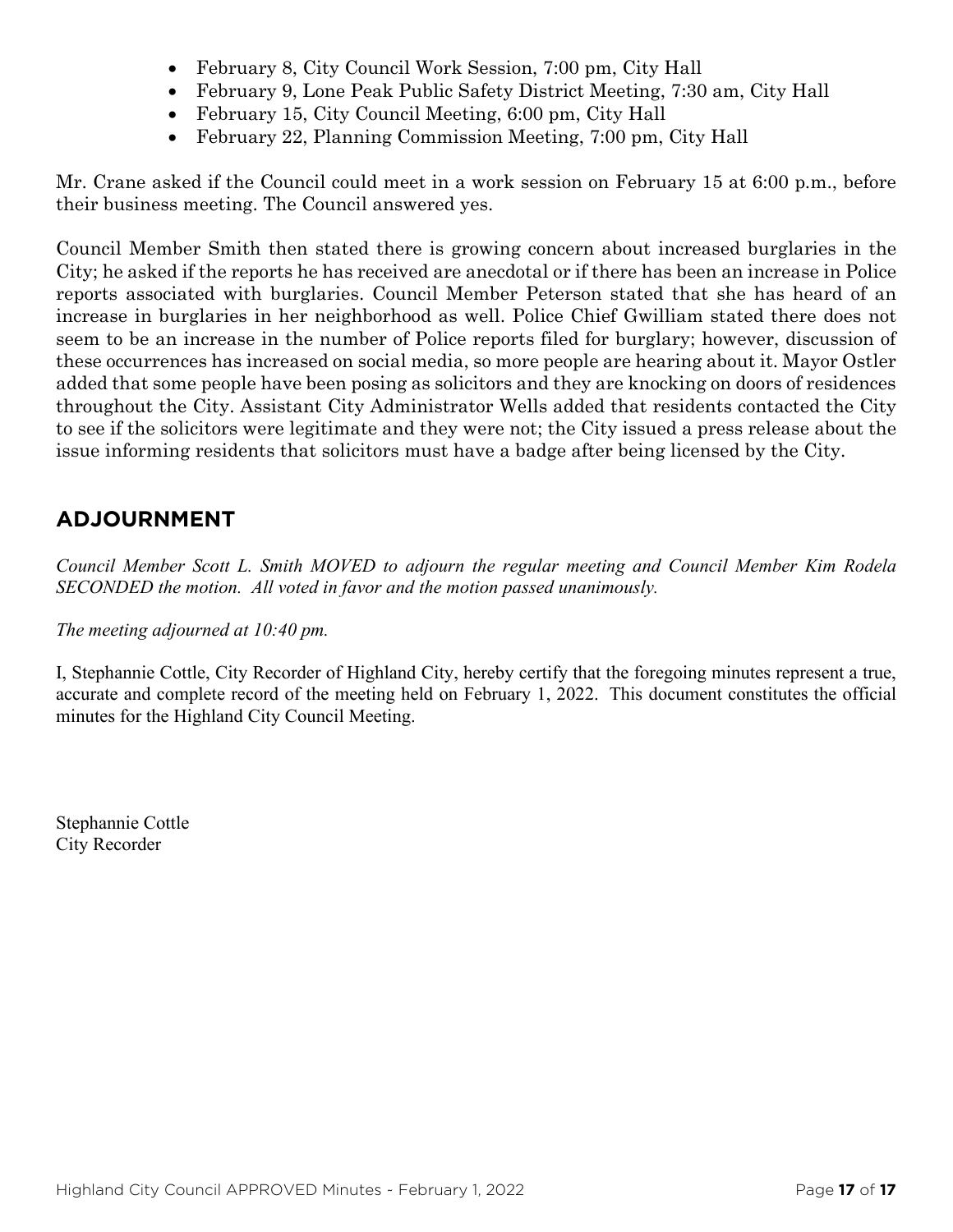- February 8, City Council Work Session, 7:00 pm, City Hall
- February 9, Lone Peak Public Safety District Meeting, 7:30 am, City Hall
- February 15, City Council Meeting, 6:00 pm, City Hall
- February 22, Planning Commission Meeting, 7:00 pm, City Hall

Mr. Crane asked if the Council could meet in a work session on February 15 at 6:00 p.m., before their business meeting. The Council answered yes.

Council Member Smith then stated there is growing concern about increased burglaries in the City; he asked if the reports he has received are anecdotal or if there has been an increase in Police reports associated with burglaries. Council Member Peterson stated that she has heard of an increase in burglaries in her neighborhood as well. Police Chief Gwilliam stated there does not seem to be an increase in the number of Police reports filed for burglary; however, discussion of these occurrences has increased on social media, so more people are hearing about it. Mayor Ostler added that some people have been posing as solicitors and they are knocking on doors of residences throughout the City. Assistant City Administrator Wells added that residents contacted the City to see if the solicitors were legitimate and they were not; the City issued a press release about the issue informing residents that solicitors must have a badge after being licensed by the City.

## ADJOURNMENT

*Council Member Scott L. Smith MOVED to adjourn the regular meeting and Council Member Kim Rodela SECONDED the motion. All voted in favor and the motion passed unanimously.*

*The meeting adjourned at 10:40 pm.*

I, Stephannie Cottle, City Recorder of Highland City, hereby certify that the foregoing minutes represent a true, accurate and complete record of the meeting held on February 1, 2022. This document constitutes the official minutes for the Highland City Council Meeting.

Stephannie Cottle
City Recorder